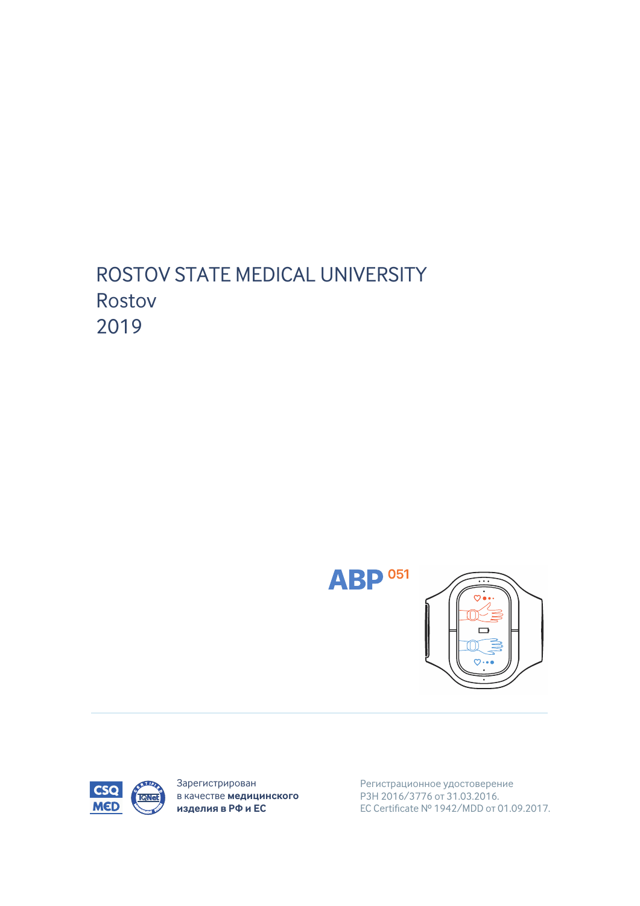ROSTOV STATE MEDICAL UNIVERSITY
Rostov
2019

ABP 051

Зарегистрирован в качестве **медицинского изделия в РФ и ЕС**

Регистрационное удостоверение
РЗН 2016/3776 от 31.03.2016.
EC Certificate № 1942/MDD от 01.09.2017.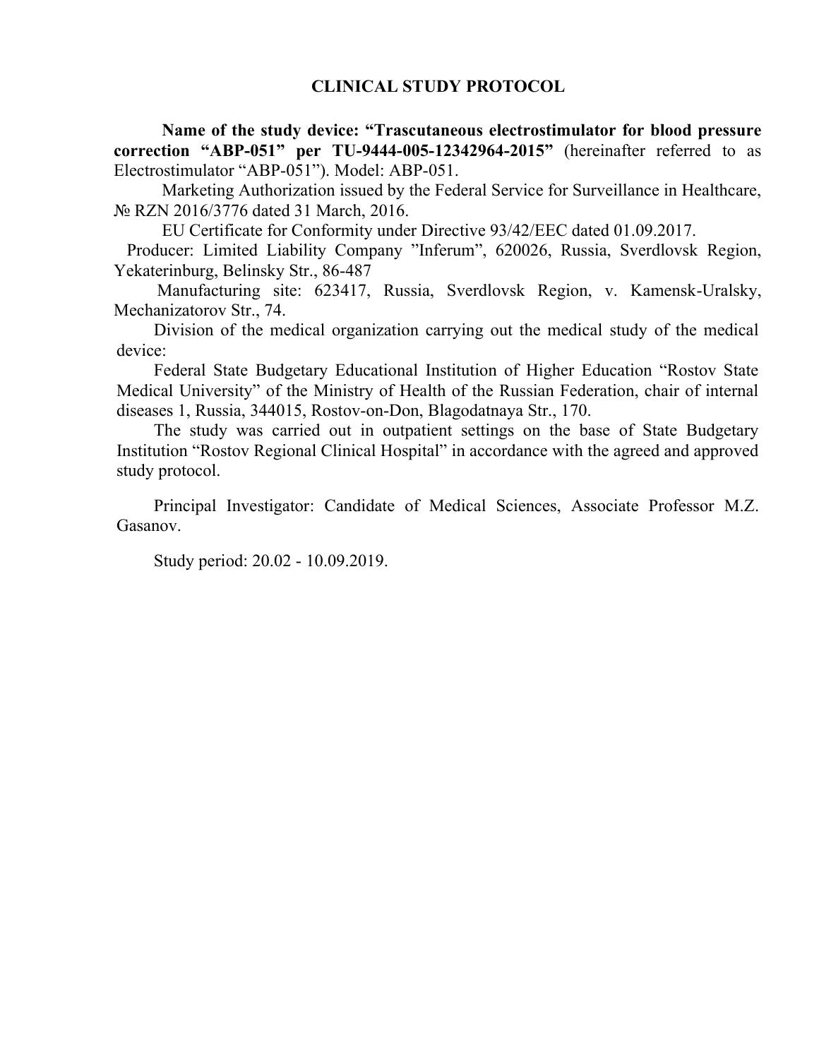# CLINICAL STUDY PROTOCOL

**Name of the study device: "Trascutaneous electrostimulator for blood pressure correction "ABP-051" per TU-9444-005-12342964-2015"** (hereinafter referred to as Electrostimulator "ABP-051"). Model: ABP-051.

Marketing Authorization issued by the Federal Service for Surveillance in Healthcare, № RZN 2016/3776 dated 31 March, 2016.

EU Certificate for Conformity under Directive 93/42/EEC dated 01.09.2017.

Producer: Limited Liability Company "Inferum", 620026, Russia, Sverdlovsk Region, Yekaterinburg, Belinsky Str., 86-487

Manufacturing site: 623417, Russia, Sverdlovsk Region, v. Kamensk-Uralsky, Mechanizatorov Str., 74.

Division of the medical organization carrying out the medical study of the medical device:

Federal State Budgetary Educational Institution of Higher Education "Rostov State Medical University" of the Ministry of Health of the Russian Federation, chair of internal diseases 1, Russia, 344015, Rostov-on-Don, Blagodatnaya Str., 170.

The study was carried out in outpatient settings on the base of State Budgetary Institution "Rostov Regional Clinical Hospital" in accordance with the agreed and approved study protocol.

Principal Investigator: Candidate of Medical Sciences, Associate Professor M.Z. Gasanov.

Study period: 20.02 - 10.09.2019.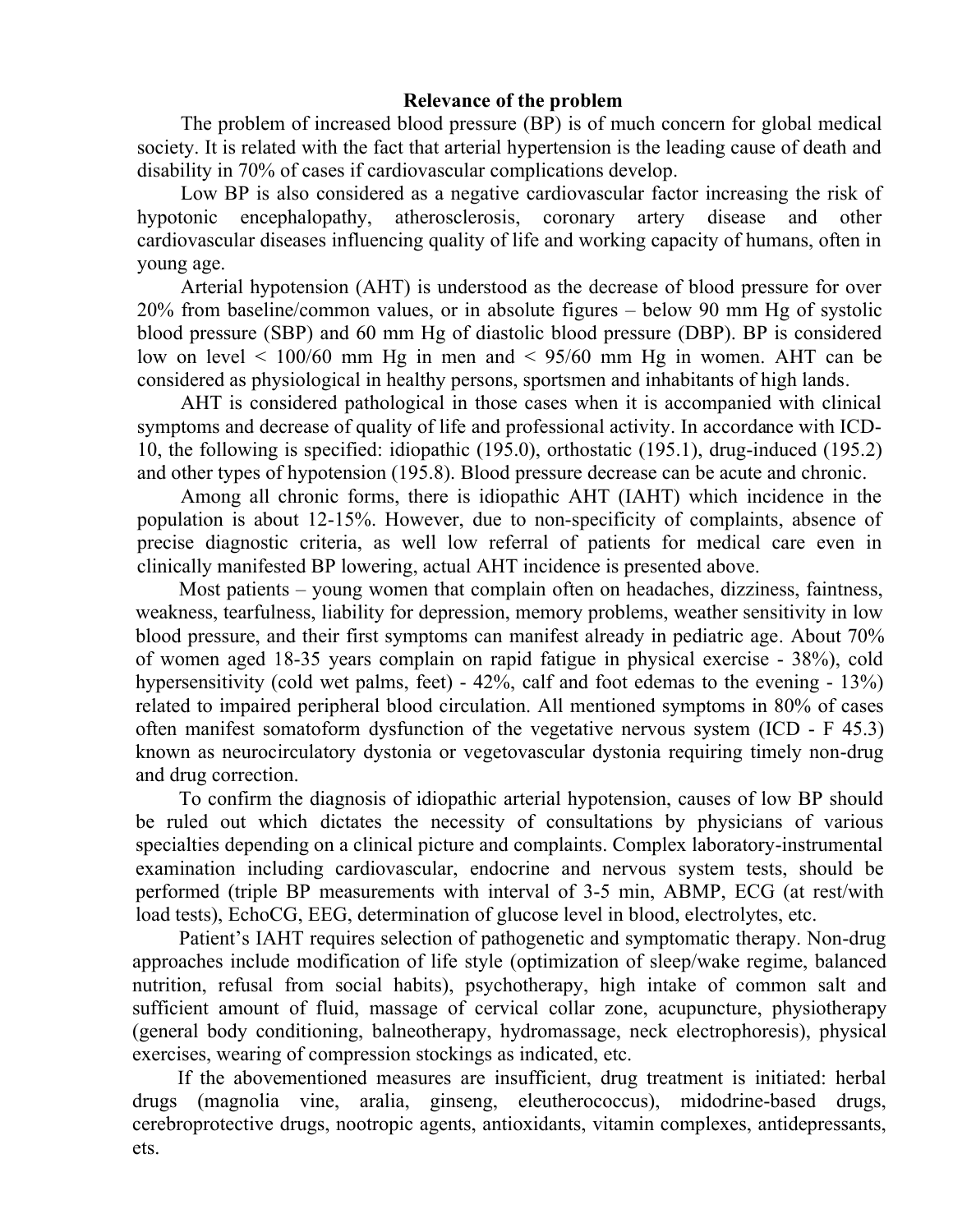## Relevance of the problem

The problem of increased blood pressure (BP) is of much concern for global medical society. It is related with the fact that arterial hypertension is the leading cause of death and disability in 70% of cases if cardiovascular complications develop.

Low BP is also considered as a negative cardiovascular factor increasing the risk of hypotonic encephalopathy, atherosclerosis, coronary artery disease and other cardiovascular diseases influencing quality of life and working capacity of humans, often in young age.

Arterial hypotension (AHT) is understood as the decrease of blood pressure for over 20% from baseline/common values, or in absolute figures – below 90 mm Hg of systolic blood pressure (SBP) and 60 mm Hg of diastolic blood pressure (DBP). BP is considered low on level < 100/60 mm Hg in men and < 95/60 mm Hg in women. AHT can be considered as physiological in healthy persons, sportsmen and inhabitants of high lands.

AHT is considered pathological in those cases when it is accompanied with clinical symptoms and decrease of quality of life and professional activity. In accordance with ICD-10, the following is specified: idiopathic (195.0), orthostatic (195.1), drug-induced (195.2) and other types of hypotension (195.8). Blood pressure decrease can be acute and chronic.

Among all chronic forms, there is idiopathic AHT (IAHT) which incidence in the population is about 12-15%. However, due to non-specificity of complaints, absence of precise diagnostic criteria, as well low referral of patients for medical care even in clinically manifested BP lowering, actual AHT incidence is presented above.

Most patients – young women that complain often on headaches, dizziness, faintness, weakness, tearfulness, liability for depression, memory problems, weather sensitivity in low blood pressure, and their first symptoms can manifest already in pediatric age. About 70% of women aged 18-35 years complain on rapid fatigue in physical exercise - 38%), cold hypersensitivity (cold wet palms, feet) - 42%, calf and foot edemas to the evening - 13%) related to impaired peripheral blood circulation. All mentioned symptoms in 80% of cases often manifest somatoform dysfunction of the vegetative nervous system (ICD - F 45.3) known as neurocirculatory dystonia or vegetovascular dystonia requiring timely non-drug and drug correction.

To confirm the diagnosis of idiopathic arterial hypotension, causes of low BP should be ruled out which dictates the necessity of consultations by physicians of various specialties depending on a clinical picture and complaints. Complex laboratory-instrumental examination including cardiovascular, endocrine and nervous system tests, should be performed (triple BP measurements with interval of 3-5 min, ABMP, ECG (at rest/with load tests), EchoCG, EEG, determination of glucose level in blood, electrolytes, etc.

Patient's IAHT requires selection of pathogenetic and symptomatic therapy. Non-drug approaches include modification of life style (optimization of sleep/wake regime, balanced nutrition, refusal from social habits), psychotherapy, high intake of common salt and sufficient amount of fluid, massage of cervical collar zone, acupuncture, physiotherapy (general body conditioning, balneotherapy, hydromassage, neck electrophoresis), physical exercises, wearing of compression stockings as indicated, etc.

If the abovementioned measures are insufficient, drug treatment is initiated: herbal drugs (magnolia vine, aralia, ginseng, eleutherococcus), midodrine-based drugs, cerebroprotective drugs, nootropic agents, antioxidants, vitamin complexes, antidepressants, ets.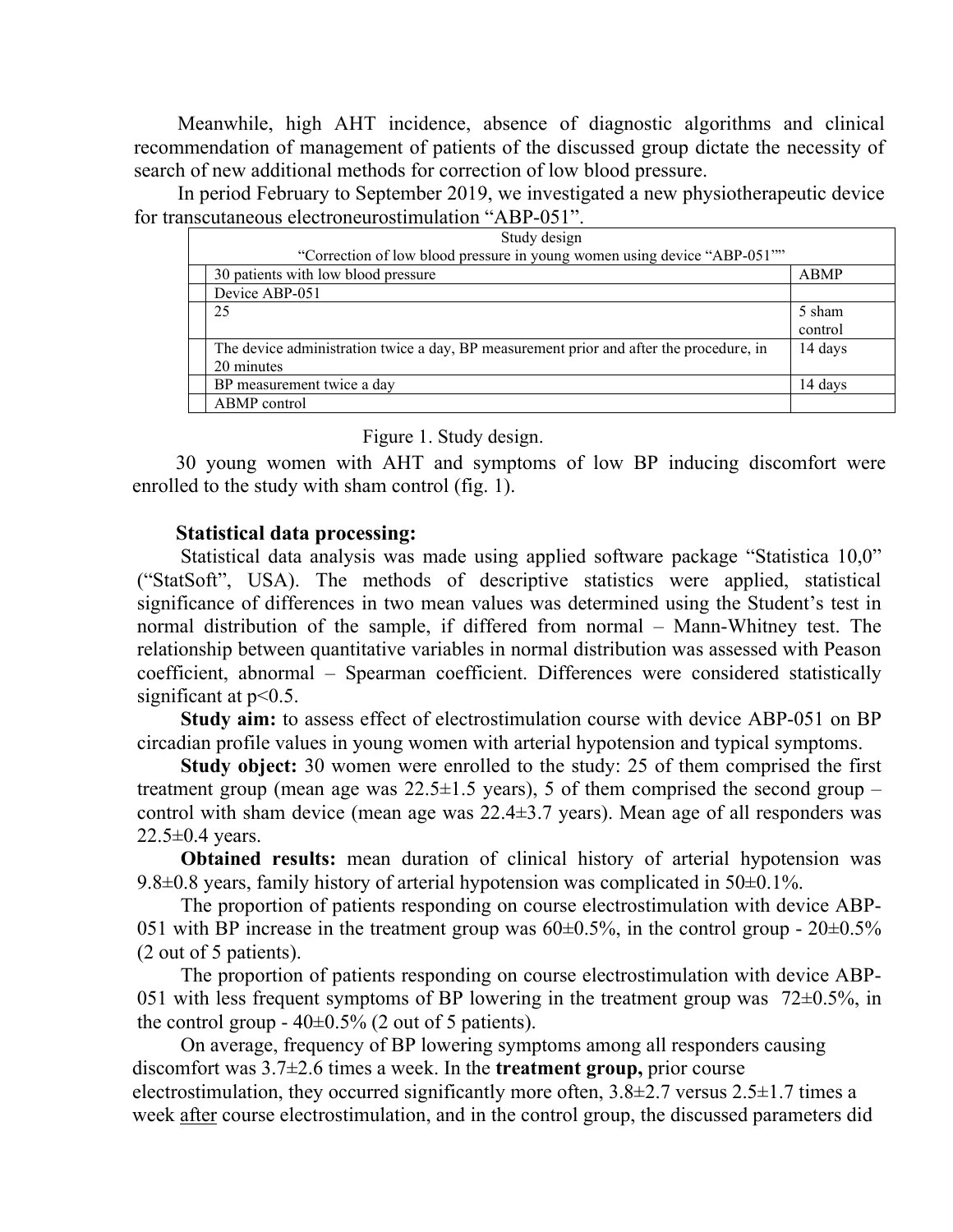Meanwhile, high AHT incidence, absence of diagnostic algorithms and clinical recommendation of management of patients of the discussed group dictate the necessity of search of new additional methods for correction of low blood pressure.

In period February to September 2019, we investigated a new physiotherapeutic device for transcutaneous electroneurostimulation “ABP-051”.

| Study design<br>“Correction of low blood pressure in young women using device “ABP-051”” | | |
|---|---|---|
| | 30 patients with low blood pressure | ABMP |
| | Device ABP-051 | |
| | 25 | 5 sham control |
| | The device administration twice a day, BP measurement prior and after the procedure, in 20 minutes | 14 days |
| | BP measurement twice a day | 14 days |
| | ABMP control | |

Figure 1. Study design.

30 young women with AHT and symptoms of low BP inducing discomfort were enrolled to the study with sham control (fig. 1).

**Statistical data processing:**

Statistical data analysis was made using applied software package “Statistica 10,0” (“StatSoft”, USA). The methods of descriptive statistics were applied, statistical significance of differences in two mean values was determined using the Student’s test in normal distribution of the sample, if differed from normal – Mann-Whitney test. The relationship between quantitative variables in normal distribution was assessed with Peason coefficient, abnormal – Spearman coefficient. Differences were considered statistically significant at $p<0.5$.

**Study aim:** to assess effect of electrostimulation course with device ABP-051 on BP circadian profile values in young women with arterial hypotension and typical symptoms.

**Study object:** 30 women were enrolled to the study: 25 of them comprised the first treatment group (mean age was 22.5±1.5 years), 5 of them comprised the second group – control with sham device (mean age was 22.4±3.7 years). Mean age of all responders was 22.5±0.4 years.

**Obtained results:** mean duration of clinical history of arterial hypotension was 9.8±0.8 years, family history of arterial hypotension was complicated in 50±0.1%.

The proportion of patients responding on course electrostimulation with device ABP-051 with BP increase in the treatment group was 60±0.5%, in the control group - 20±0.5% (2 out of 5 patients).

The proportion of patients responding on course electrostimulation with device ABP-051 with less frequent symptoms of BP lowering in the treatment group was 72±0.5%, in the control group - 40±0.5% (2 out of 5 patients).

On average, frequency of BP lowering symptoms among all responders causing discomfort was 3.7±2.6 times a week. In the **treatment group,** prior course electrostimulation, they occurred significantly more often, 3.8±2.7 versus 2.5±1.7 times a week after course electrostimulation, and in the control group, the discussed parameters did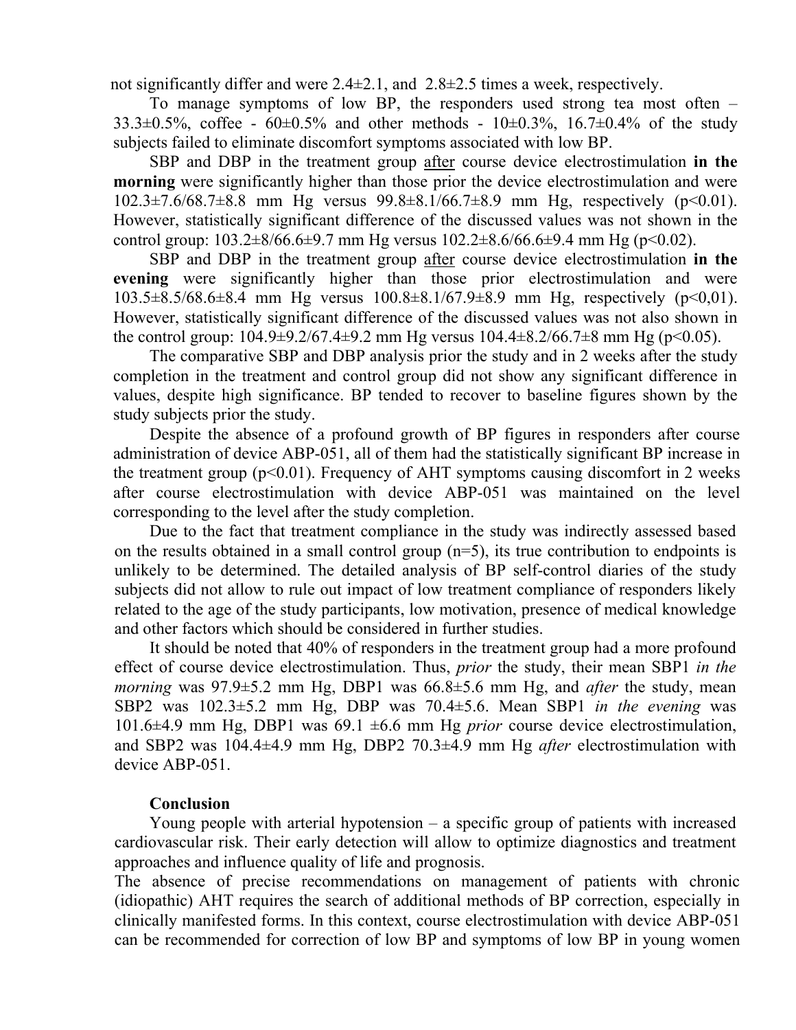not significantly differ and were 2.4±2.1, and 2.8±2.5 times a week, respectively.

To manage symptoms of low BP, the responders used strong tea most often – 33.3±0.5%, coffee - 60±0.5% and other methods - 10±0.3%, 16.7±0.4% of the study subjects failed to eliminate discomfort symptoms associated with low BP.

SBP and DBP in the treatment group after course device electrostimulation **in the morning** were significantly higher than those prior the device electrostimulation and were 102.3±7.6/68.7±8.8 mm Hg versus 99.8±8.1/66.7±8.9 mm Hg, respectively ($p<0.01$). However, statistically significant difference of the discussed values was not shown in the control group: 103.2±8/66.6±9.7 mm Hg versus 102.2±8.6/66.6±9.4 mm Hg ($p<0.02$).

SBP and DBP in the treatment group after course device electrostimulation **in the evening** were significantly higher than those prior electrostimulation and were 103.5±8.5/68.6±8.4 mm Hg versus 100.8±8.1/67.9±8.9 mm Hg, respectively ($p<0,01$). However, statistically significant difference of the discussed values was not also shown in the control group: 104.9±9.2/67.4±9.2 mm Hg versus 104.4±8.2/66.7±8 mm Hg ($p<0.05$).

The comparative SBP and DBP analysis prior the study and in 2 weeks after the study completion in the treatment and control group did not show any significant difference in values, despite high significance. BP tended to recover to baseline figures shown by the study subjects prior the study.

Despite the absence of a profound growth of BP figures in responders after course administration of device ABP-051, all of them had the statistically significant BP increase in the treatment group ($p<0.01$). Frequency of AHT symptoms causing discomfort in 2 weeks after course electrostimulation with device ABP-051 was maintained on the level corresponding to the level after the study completion.

Due to the fact that treatment compliance in the study was indirectly assessed based on the results obtained in a small control group (n=5), its true contribution to endpoints is unlikely to be determined. The detailed analysis of BP self-control diaries of the study subjects did not allow to rule out impact of low treatment compliance of responders likely related to the age of the study participants, low motivation, presence of medical knowledge and other factors which should be considered in further studies.

It should be noted that 40% of responders in the treatment group had a more profound effect of course device electrostimulation. Thus, *prior* the study, their mean SBP1 *in the morning* was 97.9±5.2 mm Hg, DBP1 was 66.8±5.6 mm Hg, and *after* the study, mean SBP2 was 102.3±5.2 mm Hg, DBP was 70.4±5.6. Mean SBP1 *in the evening* was 101.6±4.9 mm Hg, DBP1 was 69.1 ±6.6 mm Hg *prior* course device electrostimulation, and SBP2 was 104.4±4.9 mm Hg, DBP2 70.3±4.9 mm Hg *after* electrostimulation with device ABP-051.

**Conclusion**

Young people with arterial hypotension – a specific group of patients with increased cardiovascular risk. Their early detection will allow to optimize diagnostics and treatment approaches and influence quality of life and prognosis.

The absence of precise recommendations on management of patients with chronic (idiopathic) AHT requires the search of additional methods of BP correction, especially in clinically manifested forms. In this context, course electrostimulation with device ABP-051 can be recommended for correction of low BP and symptoms of low BP in young women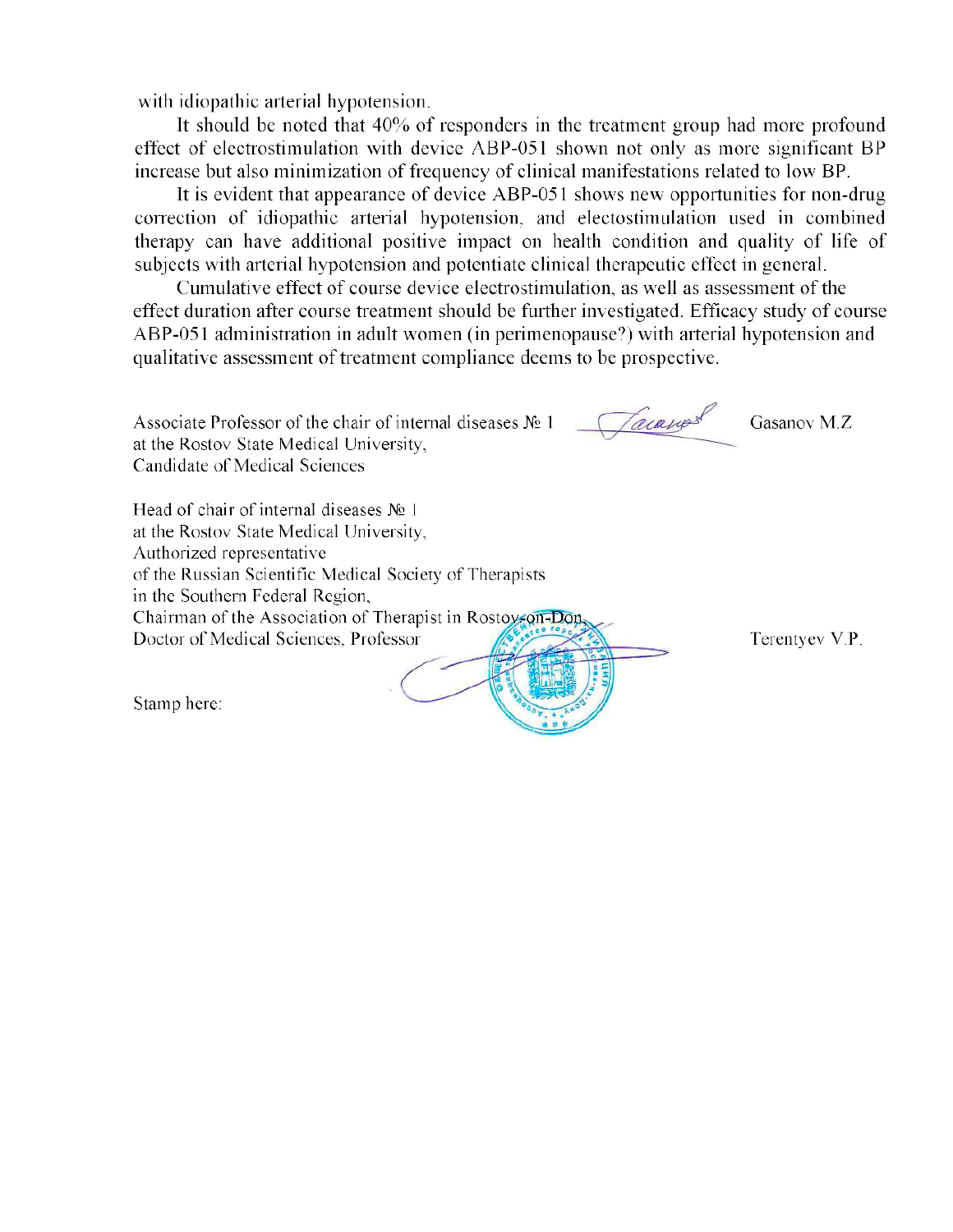with idiopathic arterial hypotension.

It should be noted that 40% of responders in the treatment group had more profound effect of electrostimulation with device ABP-051 shown not only as more significant BP increase but also minimization of frequency of clinical manifestations related to low BP.

It is evident that appearance of device ABP-051 shows new opportunities for non-drug correction of idiopathic arterial hypotension, and electostimulation used in combined therapy can have additional positive impact on health condition and quality of life of subjects with arterial hypotension and potentiate clinical therapeutic effect in general.

Cumulative effect of course device electrostimulation, as well as assessment of the effect duration after course treatment should be further investigated. Efficacy study of course ABP-051 administration in adult women (in perimenopause?) with arterial hypotension and qualitative assessment of treatment compliance deems to be prospective.

Associate Professor of the chair of internal diseases № 1
at the Rostov State Medical University,
Candidate of Medical Sciences

Gasanov M.Z

Head of chair of internal diseases № 1
at the Rostov State Medical University,
Authorized representative
of the Russian Scientific Medical Society of Therapists
in the Southern Federal Region,
Chairman of the Association of Therapist in Rostov-on-Don,
Doctor of Medical Sciences, Professor

Terentyev V.P.

Stamp here: